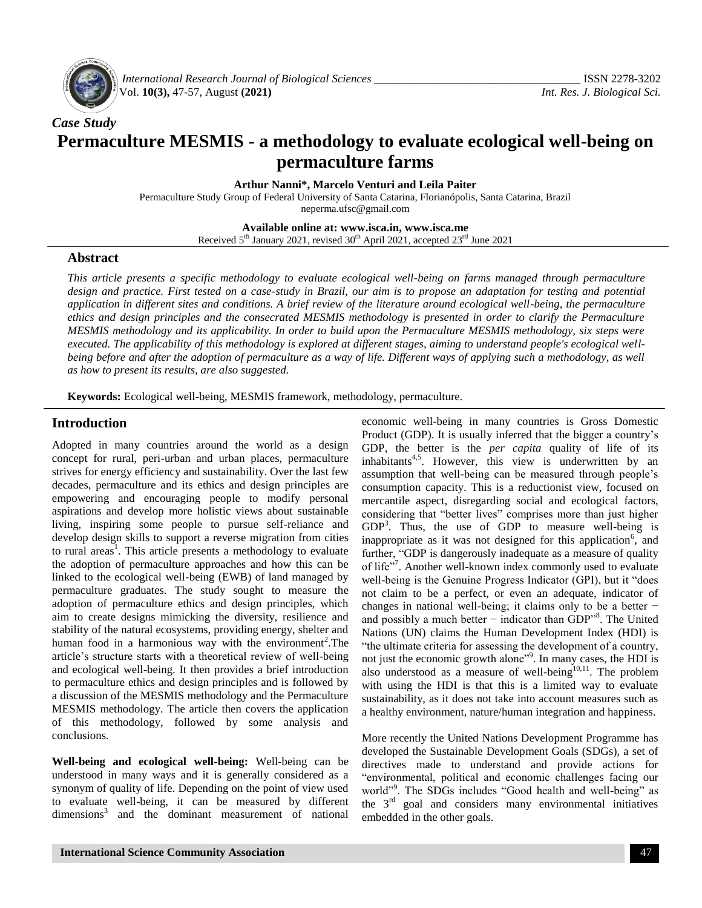*Case Study*

# Permaculture MESMIS - a methodology to evaluate ecological well-being on permaculture farms

**Arthur Nanni\*, Marcelo Venturi and Leila Paiter**

Permaculture Study Group of Federal University of Santa Catarina, Florianópolis, Santa Catarina, Brazil
neperma.ufsc@gmail.com

**Available online at: www.isca.in, www.isca.me**
Received 5th January 2021, revised 30th April 2021, accepted 23rd June 2021

## Abstract

*This article presents a specific methodology to evaluate ecological well-being on farms managed through permaculture design and practice. First tested on a case-study in Brazil, our aim is to propose an adaptation for testing and potential application in different sites and conditions. A brief review of the literature around ecological well-being, the permaculture ethics and design principles and the consecrated MESMIS methodology is presented in order to clarify the Permaculture MESMIS methodology and its applicability. In order to build upon the Permaculture MESMIS methodology, six steps were executed. The applicability of this methodology is explored at different stages, aiming to understand people's ecological well-being before and after the adoption of permaculture as a way of life. Different ways of applying such a methodology, as well as how to present its results, are also suggested.*

**Keywords:** Ecological well-being, MESMIS framework, methodology, permaculture.

## Introduction

Adopted in many countries around the world as a design concept for rural, peri-urban and urban places, permaculture strives for energy efficiency and sustainability. Over the last few decades, permaculture and its ethics and design principles are empowering and encouraging people to modify personal aspirations and develop more holistic views about sustainable living, inspiring some people to pursue self-reliance and develop design skills to support a reverse migration from cities to rural areas[1]. This article presents a methodology to evaluate the adoption of permaculture approaches and how this can be linked to the ecological well-being (EWB) of land managed by permaculture graduates. The study sought to measure the adoption of permaculture ethics and design principles, which aim to create designs mimicking the diversity, resilience and stability of the natural ecosystems, providing energy, shelter and human food in a harmonious way with the environment[2]. The article's structure starts with a theoretical review of well-being and ecological well-being. It then provides a brief introduction to permaculture ethics and design principles and is followed by a discussion of the MESMIS methodology and the Permaculture MESMIS methodology. The article then covers the application of this methodology, followed by some analysis and conclusions.

**Well-being and ecological well-being:** Well-being can be understood in many ways and it is generally considered as a synonym of quality of life. Depending on the point of view used to evaluate well-being, it can be measured by different dimensions[3] and the dominant measurement of national economic well-being in many countries is Gross Domestic Product (GDP). It is usually inferred that the bigger a country's GDP, the better is the *per capita* quality of life of its inhabitants[4,5]. However, this view is underwritten by an assumption that well-being can be measured through people's consumption capacity. This is a reductionist view, focused on mercantile aspect, disregarding social and ecological factors, considering that "better lives" comprises more than just higher GDP[3]. Thus, the use of GDP to measure well-being is inappropriate as it was not designed for this application[6], and further, "GDP is dangerously inadequate as a measure of quality of life"[7]. Another well-known index commonly used to evaluate well-being is the Genuine Progress Indicator (GPI), but it "does not claim to be a perfect, or even an adequate, indicator of changes in national well-being; it claims only to be a better − and possibly a much better − indicator than GDP"[8]. The United Nations (UN) claims the Human Development Index (HDI) is "the ultimate criteria for assessing the development of a country, not just the economic growth alone"[9]. In many cases, the HDI is also understood as a measure of well-being[10,11]. The problem with using the HDI is that this is a limited way to evaluate sustainability, as it does not take into account measures such as a healthy environment, nature/human integration and happiness.

More recently the United Nations Development Programme has developed the Sustainable Development Goals (SDGs), a set of directives made to understand and provide actions for "environmental, political and economic challenges facing our world"[9]. The SDGs includes "Good health and well-being" as the 3rd goal and considers many environmental initiatives embedded in the other goals.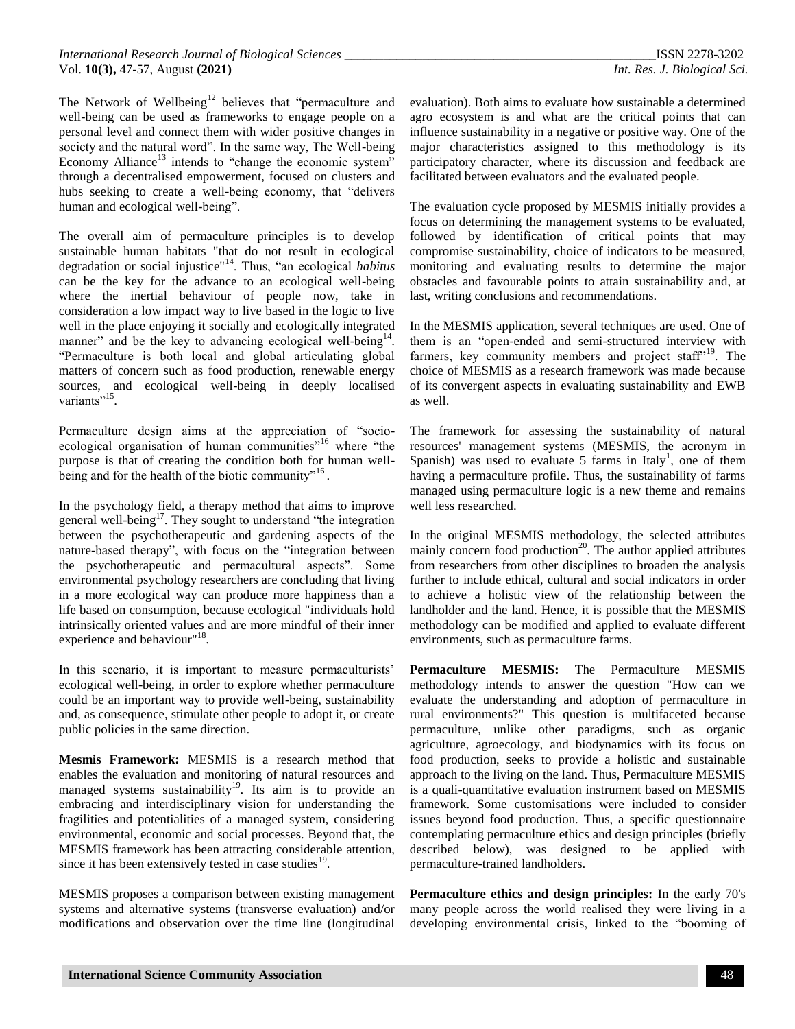The Network of Wellbeing[12] believes that "permaculture and well-being can be used as frameworks to engage people on a personal level and connect them with wider positive changes in society and the natural word". In the same way, The Well-being Economy Alliance[13] intends to "change the economic system" through a decentralised empowerment, focused on clusters and hubs seeking to create a well-being economy, that "delivers human and ecological well-being".

The overall aim of permaculture principles is to develop sustainable human habitats "that do not result in ecological degradation or social injustice"[14]. Thus, "an ecological *habitus* can be the key for the advance to an ecological well-being where the inertial behaviour of people now, take in consideration a low impact way to live based in the logic to live well in the place enjoying it socially and ecologically integrated manner" and be the key to advancing ecological well-being[14]. "Permaculture is both local and global articulating global matters of concern such as food production, renewable energy sources, and ecological well-being in deeply localised variants"[15].

Permaculture design aims at the appreciation of "socio-ecological organisation of human communities"[16] where "the purpose is that of creating the condition both for human well-being and for the health of the biotic community"[16].

In the psychology field, a therapy method that aims to improve general well-being[17]. They sought to understand "the integration between the psychotherapeutic and gardening aspects of the nature-based therapy", with focus on the "integration between the psychotherapeutic and permacultural aspects". Some environmental psychology researchers are concluding that living in a more ecological way can produce more happiness than a life based on consumption, because ecological "individuals hold intrinsically oriented values and are more mindful of their inner experience and behaviour"[18].

In this scenario, it is important to measure permaculturists' ecological well-being, in order to explore whether permaculture could be an important way to provide well-being, sustainability and, as consequence, stimulate other people to adopt it, or create public policies in the same direction.

**Mesmis Framework:** MESMIS is a research method that enables the evaluation and monitoring of natural resources and managed systems sustainability[19]. Its aim is to provide an embracing and interdisciplinary vision for understanding the fragilities and potentialities of a managed system, considering environmental, economic and social processes. Beyond that, the MESMIS framework has been attracting considerable attention, since it has been extensively tested in case studies[19].

MESMIS proposes a comparison between existing management systems and alternative systems (transverse evaluation) and/or modifications and observation over the time line (longitudinal evaluation). Both aims to evaluate how sustainable a determined agro ecosystem is and what are the critical points that can influence sustainability in a negative or positive way. One of the major characteristics assigned to this methodology is its participatory character, where its discussion and feedback are facilitated between evaluators and the evaluated people.

The evaluation cycle proposed by MESMIS initially provides a focus on determining the management systems to be evaluated, followed by identification of critical points that may compromise sustainability, choice of indicators to be measured, monitoring and evaluating results to determine the major obstacles and favourable points to attain sustainability and, at last, writing conclusions and recommendations.

In the MESMIS application, several techniques are used. One of them is an "open-ended and semi-structured interview with farmers, key community members and project staff"[19]. The choice of MESMIS as a research framework was made because of its convergent aspects in evaluating sustainability and EWB as well.

The framework for assessing the sustainability of natural resources' management systems (MESMIS, the acronym in Spanish) was used to evaluate 5 farms in Italy[1], one of them having a permaculture profile. Thus, the sustainability of farms managed using permaculture logic is a new theme and remains well less researched.

In the original MESMIS methodology, the selected attributes mainly concern food production[20]. The author applied attributes from researchers from other disciplines to broaden the analysis further to include ethical, cultural and social indicators in order to achieve a holistic view of the relationship between the landholder and the land. Hence, it is possible that the MESMIS methodology can be modified and applied to evaluate different environments, such as permaculture farms.

**Permaculture MESMIS:** The Permaculture MESMIS methodology intends to answer the question "How can we evaluate the understanding and adoption of permaculture in rural environments?" This question is multifaceted because permaculture, unlike other paradigms, such as organic agriculture, agroecology, and biodynamics with its focus on food production, seeks to provide a holistic and sustainable approach to the living on the land. Thus, Permaculture MESMIS is a quali-quantitative evaluation instrument based on MESMIS framework. Some customisations were included to consider issues beyond food production. Thus, a specific questionnaire contemplating permaculture ethics and design principles (briefly described below), was designed to be applied with permaculture-trained landholders.

**Permaculture ethics and design principles:** In the early 70's many people across the world realised they were living in a developing environmental crisis, linked to the "booming of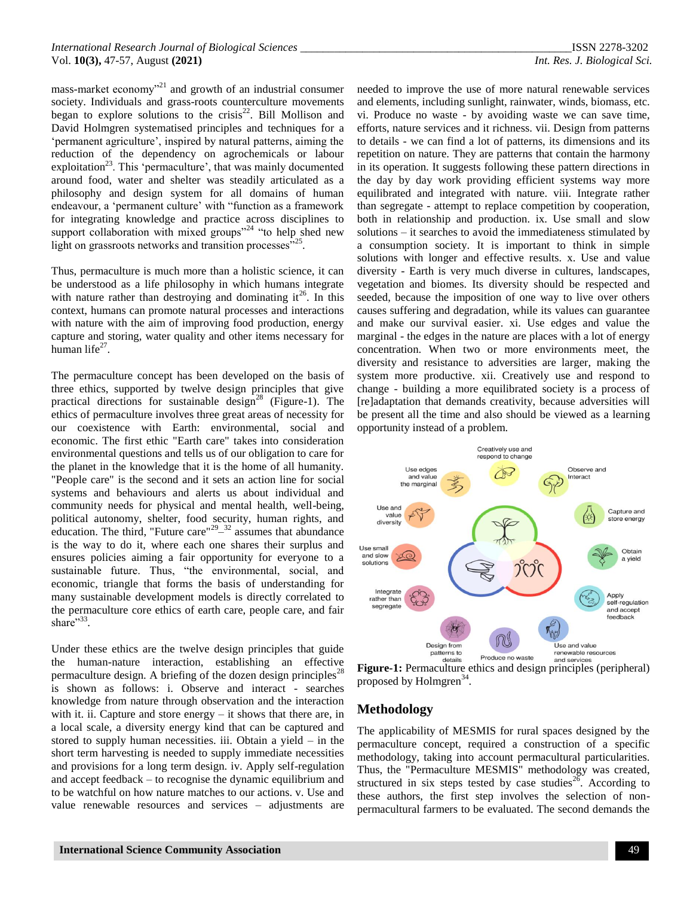mass-market economy"[21] and growth of an industrial consumer society. Individuals and grass-roots counterculture movements began to explore solutions to the crisis[22]. Bill Mollison and David Holmgren systematised principles and techniques for a 'permanent agriculture', inspired by natural patterns, aiming the reduction of the dependency on agrochemicals or labour exploitation[23]. This 'permaculture', that was mainly documented around food, water and shelter was steadily articulated as a philosophy and design system for all domains of human endeavour, a 'permanent culture' with "function as a framework for integrating knowledge and practice across disciplines to support collaboration with mixed groups"[24] "to help shed new light on grassroots networks and transition processes"[25].

Thus, permaculture is much more than a holistic science, it can be understood as a life philosophy in which humans integrate with nature rather than destroying and dominating it[26]. In this context, humans can promote natural processes and interactions with nature with the aim of improving food production, energy capture and storing, water quality and other items necessary for human life[27].

The permaculture concept has been developed on the basis of three ethics, supported by twelve design principles that give practical directions for sustainable design[28] (Figure-1). The ethics of permaculture involves three great areas of necessity for our coexistence with Earth: environmental, social and economic. The first ethic "Earth care" takes into consideration environmental questions and tells us of our obligation to care for the planet in the knowledge that it is the home of all humanity. "People care" is the second and it sets an action line for social systems and behaviours and alerts us about individual and community needs for physical and mental health, well-being, political autonomy, shelter, food security, human rights, and education. The third, "Future care"[29–32] assumes that abundance is the way to do it, where each one shares their surplus and ensures policies aiming a fair opportunity for everyone to a sustainable future. Thus, "the environmental, social, and economic, triangle that forms the basis of understanding for many sustainable development models is directly correlated to the permaculture core ethics of earth care, people care, and fair share"[33].

Under these ethics are the twelve design principles that guide the human-nature interaction, establishing an effective permaculture design. A briefing of the dozen design principles[28] is shown as follows: i. Observe and interact - searches knowledge from nature through observation and the interaction with it. ii. Capture and store energy – it shows that there are, in a local scale, a diversity energy kind that can be captured and stored to supply human necessities. iii. Obtain a yield – in the short term harvesting is needed to supply immediate necessities and provisions for a long term design. iv. Apply self-regulation and accept feedback – to recognise the dynamic equilibrium and to be watchful on how nature matches to our actions. v. Use and value renewable resources and services – adjustments are needed to improve the use of more natural renewable services and elements, including sunlight, rainwater, winds, biomass, etc. vi. Produce no waste - by avoiding waste we can save time, efforts, nature services and it richness. vii. Design from patterns to details - we can find a lot of patterns, its dimensions and its repetition on nature. They are patterns that contain the harmony in its operation. It suggests following these pattern directions in the day by day work providing efficient systems way more equilibrated and integrated with nature. viii. Integrate rather than segregate - attempt to replace competition by cooperation, both in relationship and production. ix. Use small and slow solutions – it searches to avoid the immediateness stimulated by a consumption society. It is important to think in simple solutions with longer and effective results. x. Use and value diversity - Earth is very much diverse in cultures, landscapes, vegetation and biomes. Its diversity should be respected and seeded, because the imposition of one way to live over others causes suffering and degradation, while its values can guarantee and make our survival easier. xi. Use edges and value the marginal - the edges in the nature are places with a lot of energy concentration. When two or more environments meet, the diversity and resistance to adversities are larger, making the system more productive. xii. Creatively use and respond to change - building a more equilibrated society is a process of [re]adaptation that demands creativity, because adversities will be present all the time and also should be viewed as a learning opportunity instead of a problem.

**Figure-1:** Permaculture ethics and design principles (peripheral) proposed by Holmgren[34].

## Methodology

The applicability of MESMIS for rural spaces designed by the permaculture concept, required a construction of a specific methodology, taking into account permacultural particularities. Thus, the "Permaculture MESMIS" methodology was created, structured in six steps tested by case studies[26]. According to these authors, the first step involves the selection of non-permacultural farmers to be evaluated. The second demands the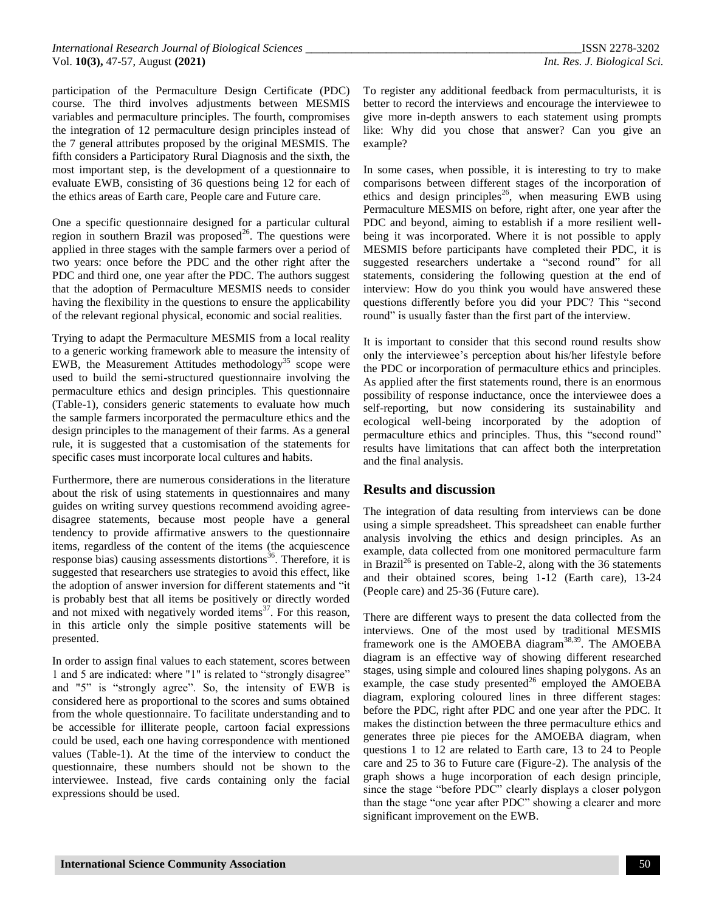participation of the Permaculture Design Certificate (PDC) course. The third involves adjustments between MESMIS variables and permaculture principles. The fourth, compromises the integration of 12 permaculture design principles instead of the 7 general attributes proposed by the original MESMIS. The fifth considers a Participatory Rural Diagnosis and the sixth, the most important step, is the development of a questionnaire to evaluate EWB, consisting of 36 questions being 12 for each of the ethics areas of Earth care, People care and Future care.

One a specific questionnaire designed for a particular cultural region in southern Brazil was proposed[26]. The questions were applied in three stages with the sample farmers over a period of two years: once before the PDC and the other right after the PDC and third one, one year after the PDC. The authors suggest that the adoption of Permaculture MESMIS needs to consider having the flexibility in the questions to ensure the applicability of the relevant regional physical, economic and social realities.

Trying to adapt the Permaculture MESMIS from a local reality to a generic working framework able to measure the intensity of EWB, the Measurement Attitudes methodology[35] scope were used to build the semi-structured questionnaire involving the permaculture ethics and design principles. This questionnaire (Table-1), considers generic statements to evaluate how much the sample farmers incorporated the permaculture ethics and the design principles to the management of their farms. As a general rule, it is suggested that a customisation of the statements for specific cases must incorporate local cultures and habits.

Furthermore, there are numerous considerations in the literature about the risk of using statements in questionnaires and many guides on writing survey questions recommend avoiding agree-disagree statements, because most people have a general tendency to provide affirmative answers to the questionnaire items, regardless of the content of the items (the acquiescence response bias) causing assessments distortions[36]. Therefore, it is suggested that researchers use strategies to avoid this effect, like the adoption of answer inversion for different statements and "it is probably best that all items be positively or directly worded and not mixed with negatively worded items[37]. For this reason, in this article only the simple positive statements will be presented.

In order to assign final values to each statement, scores between 1 and 5 are indicated: where "1" is related to "strongly disagree" and "5" is "strongly agree". So, the intensity of EWB is considered here as proportional to the scores and sums obtained from the whole questionnaire. To facilitate understanding and to be accessible for illiterate people, cartoon facial expressions could be used, each one having correspondence with mentioned values (Table-1). At the time of the interview to conduct the questionnaire, these numbers should not be shown to the interviewee. Instead, five cards containing only the facial expressions should be used.

To register any additional feedback from permaculturists, it is better to record the interviews and encourage the interviewee to give more in-depth answers to each statement using prompts like: Why did you chose that answer? Can you give an example?

In some cases, when possible, it is interesting to try to make comparisons between different stages of the incorporation of ethics and design principles[26], when measuring EWB using Permaculture MESMIS on before, right after, one year after the PDC and beyond, aiming to establish if a more resilient well-being it was incorporated. Where it is not possible to apply MESMIS before participants have completed their PDC, it is suggested researchers undertake a "second round" for all statements, considering the following question at the end of interview: How do you think you would have answered these questions differently before you did your PDC? This "second round" is usually faster than the first part of the interview.

It is important to consider that this second round results show only the interviewee's perception about his/her lifestyle before the PDC or incorporation of permaculture ethics and principles. As applied after the first statements round, there is an enormous possibility of response inductance, once the interviewee does a self-reporting, but now considering its sustainability and ecological well-being incorporated by the adoption of permaculture ethics and principles. Thus, this "second round" results have limitations that can affect both the interpretation and the final analysis.

## Results and discussion

The integration of data resulting from interviews can be done using a simple spreadsheet. This spreadsheet can enable further analysis involving the ethics and design principles. As an example, data collected from one monitored permaculture farm in Brazil[26] is presented on Table-2, along with the 36 statements and their obtained scores, being 1-12 (Earth care), 13-24 (People care) and 25-36 (Future care).

There are different ways to present the data collected from the interviews. One of the most used by traditional MESMIS framework one is the AMOEBA diagram[38,39]. The AMOEBA diagram is an effective way of showing different researched stages, using simple and coloured lines shaping polygons. As an example, the case study presented[26] employed the AMOEBA diagram, exploring coloured lines in three different stages: before the PDC, right after PDC and one year after the PDC. It makes the distinction between the three permaculture ethics and generates three pie pieces for the AMOEBA diagram, when questions 1 to 12 are related to Earth care, 13 to 24 to People care and 25 to 36 to Future care (Figure-2). The analysis of the graph shows a huge incorporation of each design principle, since the stage "before PDC" clearly displays a closer polygon than the stage "one year after PDC" showing a clearer and more significant improvement on the EWB.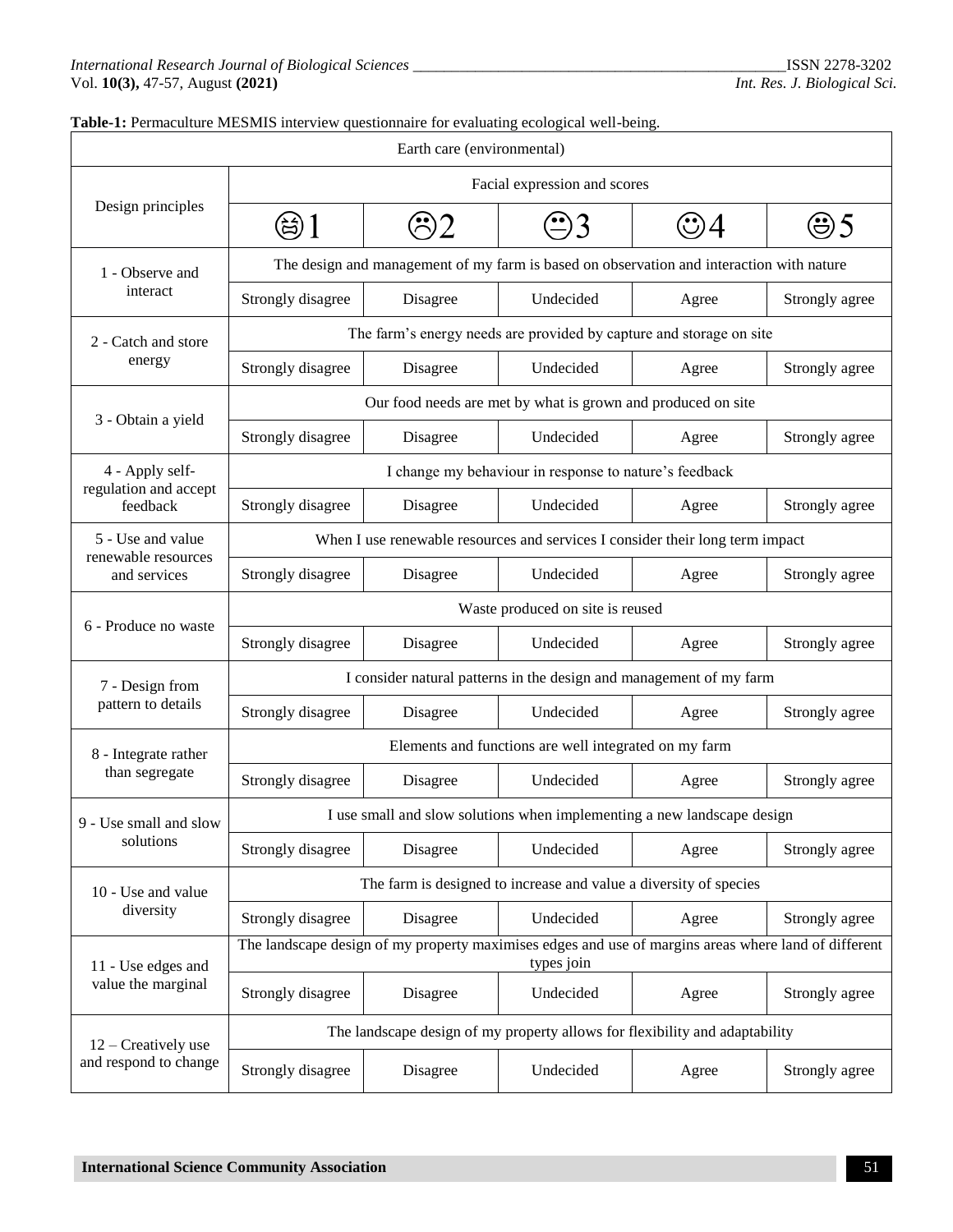**Table-1:** Permaculture MESMIS interview questionnaire for evaluating ecological well-being.

| Earth care (environmental) | | | | | |
|---|---|---|---|---|---|
| Design principles | Facial expression and scores | | | | |
| | 😫1 | ☹2 | 😑3 | 🙂4 | 😄5 |
| 1 - Observe and interact | The design and management of my farm is based on observation and interaction with nature | | | | |
| | Strongly disagree | Disagree | Undecided | Agree | Strongly agree |
| 2 - Catch and store energy | The farm's energy needs are provided by capture and storage on site | | | | |
| | Strongly disagree | Disagree | Undecided | Agree | Strongly agree |
| 3 - Obtain a yield | Our food needs are met by what is grown and produced on site | | | | |
| | Strongly disagree | Disagree | Undecided | Agree | Strongly agree |
| 4 - Apply self-regulation and accept feedback | I change my behaviour in response to nature's feedback | | | | |
| | Strongly disagree | Disagree | Undecided | Agree | Strongly agree |
| 5 - Use and value renewable resources and services | When I use renewable resources and services I consider their long term impact | | | | |
| | Strongly disagree | Disagree | Undecided | Agree | Strongly agree |
| 6 - Produce no waste | Waste produced on site is reused | | | | |
| | Strongly disagree | Disagree | Undecided | Agree | Strongly agree |
| 7 - Design from pattern to details | I consider natural patterns in the design and management of my farm | | | | |
| | Strongly disagree | Disagree | Undecided | Agree | Strongly agree |
| 8 - Integrate rather than segregate | Elements and functions are well integrated on my farm | | | | |
| | Strongly disagree | Disagree | Undecided | Agree | Strongly agree |
| 9 - Use small and slow solutions | I use small and slow solutions when implementing a new landscape design | | | | |
| | Strongly disagree | Disagree | Undecided | Agree | Strongly agree |
| 10 - Use and value diversity | The farm is designed to increase and value a diversity of species | | | | |
| | Strongly disagree | Disagree | Undecided | Agree | Strongly agree |
| 11 - Use edges and value the marginal | The landscape design of my property maximises edges and use of margins areas where land of different types join | | | | |
| | Strongly disagree | Disagree | Undecided | Agree | Strongly agree |
| 12 – Creatively use and respond to change | The landscape design of my property allows for flexibility and adaptability | | | | |
| | Strongly disagree | Disagree | Undecided | Agree | Strongly agree |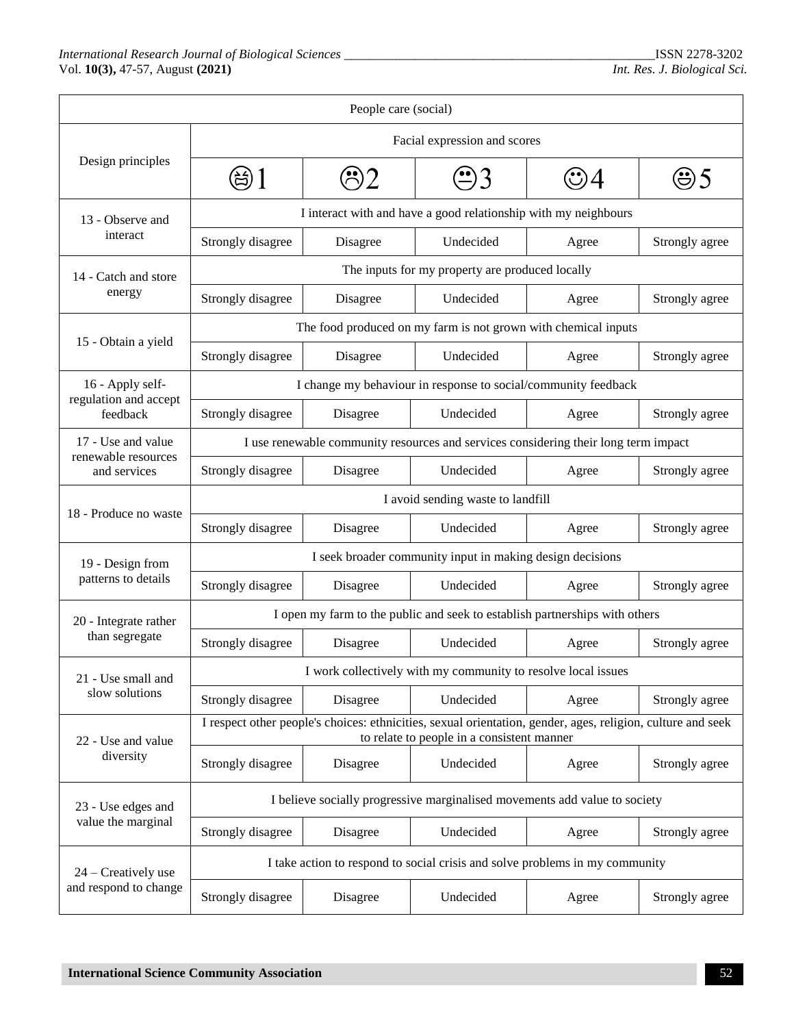| People care (social) | | | | | |
|---|---|---|---|---|---|
| Design principles | Facial expression and scores | | | | |
| | 😫1 | ☹2 | 😑3 | 😊4 | 😁5 |
| 13 - Observe and interact | I interact with and have a good relationship with my neighbours | | | | |
| | Strongly disagree | Disagree | Undecided | Agree | Strongly agree |
| 14 - Catch and store energy | The inputs for my property are produced locally | | | | |
| | Strongly disagree | Disagree | Undecided | Agree | Strongly agree |
| 15 - Obtain a yield | The food produced on my farm is not grown with chemical inputs | | | | |
| | Strongly disagree | Disagree | Undecided | Agree | Strongly agree |
| 16 - Apply self-regulation and accept feedback | I change my behaviour in response to social/community feedback | | | | |
| | Strongly disagree | Disagree | Undecided | Agree | Strongly agree |
| 17 - Use and value renewable resources and services | I use renewable community resources and services considering their long term impact | | | | |
| | Strongly disagree | Disagree | Undecided | Agree | Strongly agree |
| 18 - Produce no waste | I avoid sending waste to landfill | | | | |
| | Strongly disagree | Disagree | Undecided | Agree | Strongly agree |
| 19 - Design from patterns to details | I seek broader community input in making design decisions | | | | |
| | Strongly disagree | Disagree | Undecided | Agree | Strongly agree |
| 20 - Integrate rather than segregate | I open my farm to the public and seek to establish partnerships with others | | | | |
| | Strongly disagree | Disagree | Undecided | Agree | Strongly agree |
| 21 - Use small and slow solutions | I work collectively with my community to resolve local issues | | | | |
| | Strongly disagree | Disagree | Undecided | Agree | Strongly agree |
| 22 - Use and value diversity | I respect other people's choices: ethnicities, sexual orientation, gender, ages, religion, culture and seek to relate to people in a consistent manner | | | | |
| | Strongly disagree | Disagree | Undecided | Agree | Strongly agree |
| 23 - Use edges and value the marginal | I believe socially progressive marginalised movements add value to society | | | | |
| | Strongly disagree | Disagree | Undecided | Agree | Strongly agree |
| 24 – Creatively use and respond to change | I take action to respond to social crisis and solve problems in my community | | | | |
| | Strongly disagree | Disagree | Undecided | Agree | Strongly agree |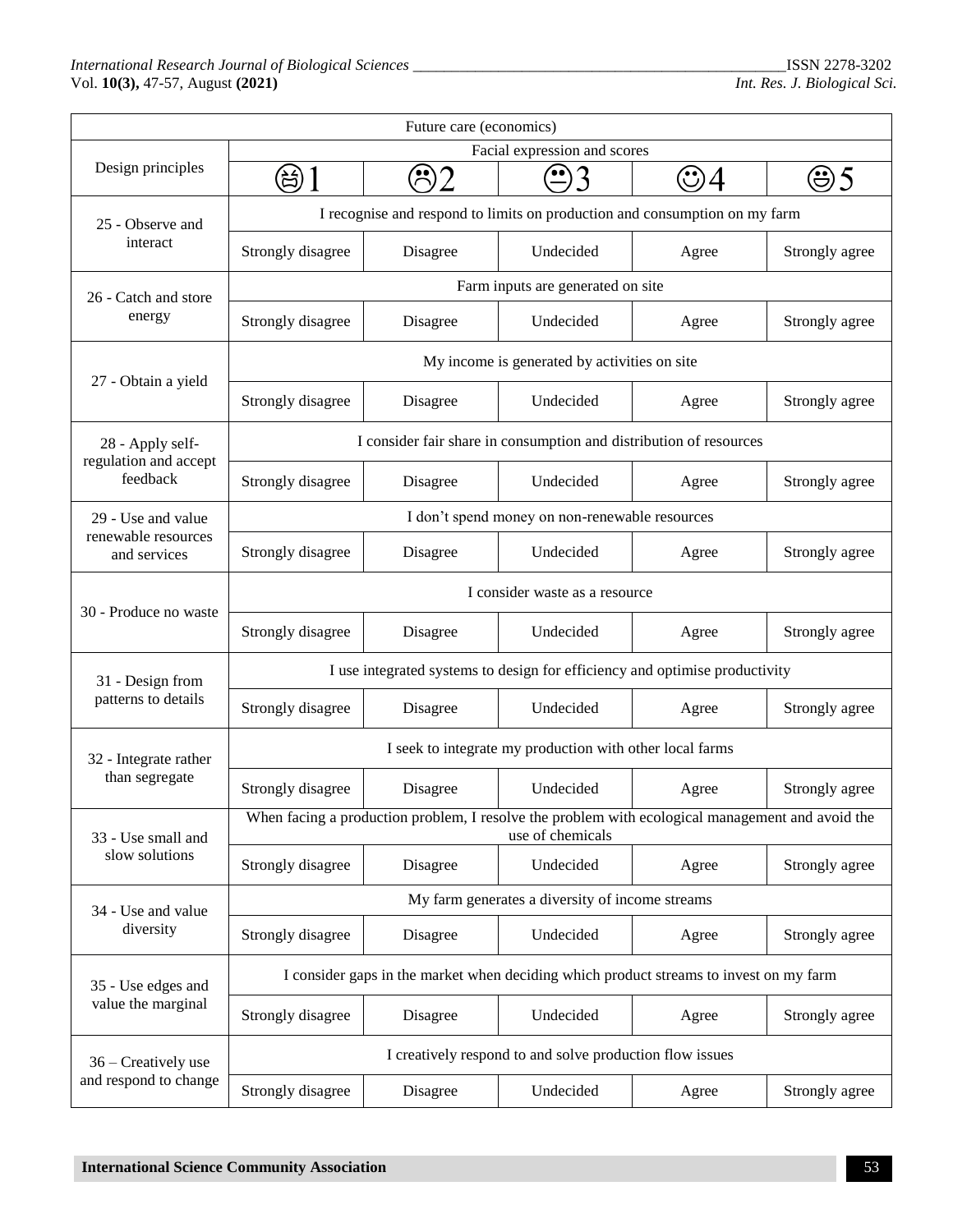| Future care (economics) | | | | | |
|---|---|---|---|---|---|
| Design principles | Facial expression and scores | | | | |
| | 1 | 2 | 3 | 4 | 5 |
| 25 - Observe and interact | I recognise and respond to limits on production and consumption on my farm | | | | |
| | Strongly disagree | Disagree | Undecided | Agree | Strongly agree |
| 26 - Catch and store energy | Farm inputs are generated on site | | | | |
| | Strongly disagree | Disagree | Undecided | Agree | Strongly agree |
| 27 - Obtain a yield | My income is generated by activities on site | | | | |
| | Strongly disagree | Disagree | Undecided | Agree | Strongly agree |
| 28 - Apply self-regulation and accept feedback | I consider fair share in consumption and distribution of resources | | | | |
| | Strongly disagree | Disagree | Undecided | Agree | Strongly agree |
| 29 - Use and value renewable resources and services | I don't spend money on non-renewable resources | | | | |
| | Strongly disagree | Disagree | Undecided | Agree | Strongly agree |
| 30 - Produce no waste | I consider waste as a resource | | | | |
| | Strongly disagree | Disagree | Undecided | Agree | Strongly agree |
| 31 - Design from patterns to details | I use integrated systems to design for efficiency and optimise productivity | | | | |
| | Strongly disagree | Disagree | Undecided | Agree | Strongly agree |
| 32 - Integrate rather than segregate | I seek to integrate my production with other local farms | | | | |
| | Strongly disagree | Disagree | Undecided | Agree | Strongly agree |
| 33 - Use small and slow solutions | When facing a production problem, I resolve the problem with ecological management and avoid the use of chemicals | | | | |
| | Strongly disagree | Disagree | Undecided | Agree | Strongly agree |
| 34 - Use and value diversity | My farm generates a diversity of income streams | | | | |
| | Strongly disagree | Disagree | Undecided | Agree | Strongly agree |
| 35 - Use edges and value the marginal | I consider gaps in the market when deciding which product streams to invest on my farm | | | | |
| | Strongly disagree | Disagree | Undecided | Agree | Strongly agree |
| 36 – Creatively use and respond to change | I creatively respond to and solve production flow issues | | | | |
| | Strongly disagree | Disagree | Undecided | Agree | Strongly agree |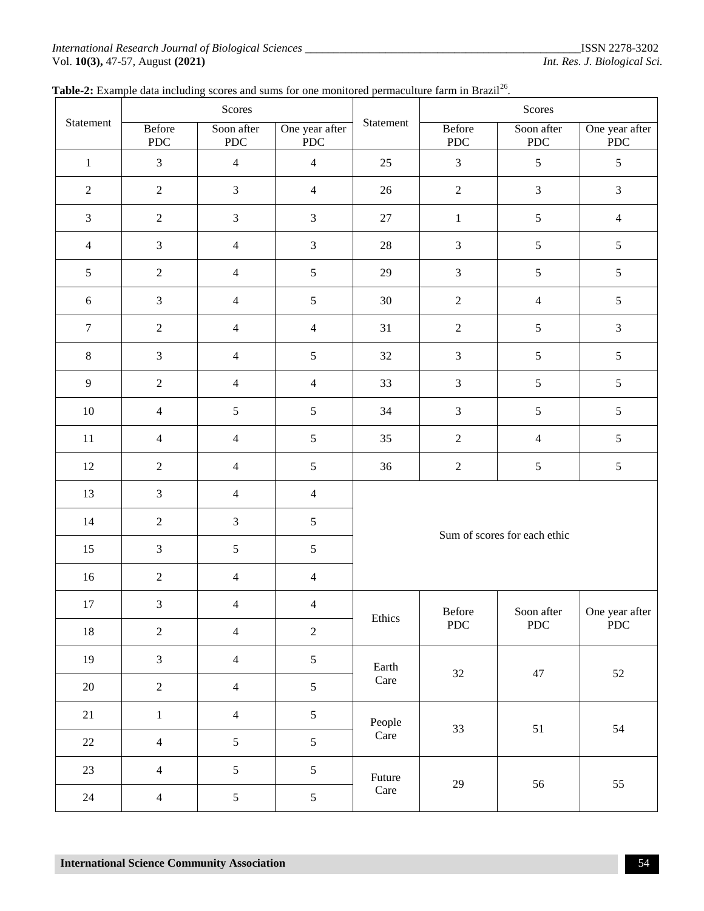**Table-2:** Example data including scores and sums for one monitored permaculture farm in Brazil[26].

| Statement | Scores | | | Statement | Scores | | |
|---|---|---|---|---|---|---|---|
| | Before PDC | Soon after PDC | One year after PDC | | Before PDC | Soon after PDC | One year after PDC |
| 1 | 3 | 4 | 4 | 25 | 3 | 5 | 5 |
| 2 | 2 | 3 | 4 | 26 | 2 | 3 | 3 |
| 3 | 2 | 3 | 3 | 27 | 1 | 5 | 4 |
| 4 | 3 | 4 | 3 | 28 | 3 | 5 | 5 |
| 5 | 2 | 4 | 5 | 29 | 3 | 5 | 5 |
| 6 | 3 | 4 | 5 | 30 | 2 | 4 | 5 |
| 7 | 2 | 4 | 4 | 31 | 2 | 5 | 3 |
| 8 | 3 | 4 | 5 | 32 | 3 | 5 | 5 |
| 9 | 2 | 4 | 4 | 33 | 3 | 5 | 5 |
| 10 | 4 | 5 | 5 | 34 | 3 | 5 | 5 |
| 11 | 4 | 4 | 5 | 35 | 2 | 4 | 5 |
| 12 | 2 | 4 | 5 | 36 | 2 | 5 | 5 |
| 13 | 3 | 4 | 4 | Sum of scores for each ethic | | | |
| 14 | 2 | 3 | 5 | | | | |
| 15 | 3 | 5 | 5 | | | | |
| 16 | 2 | 4 | 4 | | | | |
| 17 | 3 | 4 | 4 | Ethics | Before PDC | Soon after PDC | One year after PDC |
| 18 | 2 | 4 | 2 | | | | |
| 19 | 3 | 4 | 5 | Earth Care | 32 | 47 | 52 |
| 20 | 2 | 4 | 5 | | | | |
| 21 | 1 | 4 | 5 | People Care | 33 | 51 | 54 |
| 22 | 4 | 5 | 5 | | | | |
| 23 | 4 | 5 | 5 | Future Care | 29 | 56 | 55 |
| 24 | 4 | 5 | 5 | | | | |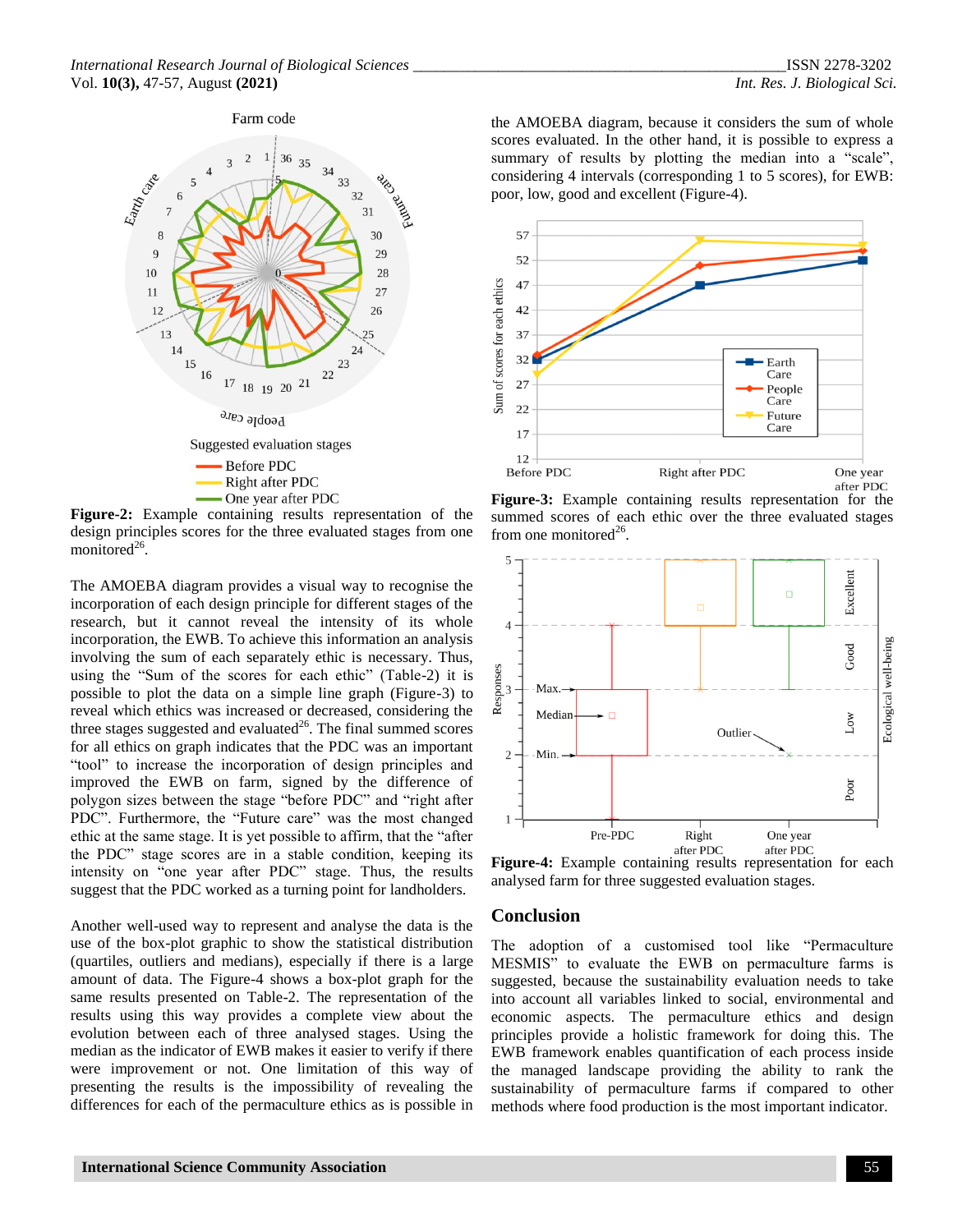**Figure-2:** Example containing results representation of the design principles scores for the three evaluated stages from one monitored[26].

The AMOEBA diagram provides a visual way to recognise the incorporation of each design principle for different stages of the research, but it cannot reveal the intensity of whole incorporation, the EWB. To achieve this information an analysis involving the sum of each separately ethic is necessary. Thus, using the "Sum of the scores for each ethic" (Table-2) it is possible to plot the data on a simple line graph (Figure-3) to reveal which ethics was increased or decreased, considering the three stages suggested and evaluated[26]. The final summed scores for all ethics on graph indicates that the PDC was an important "tool" to increase the incorporation of design principles and improved the EWB on farm, signed by the difference of polygon sizes between the stage "before PDC" and "right after PDC". Furthermore, the "Future care" was the most changed ethic at the same stage. It is yet possible to affirm, that the "after the PDC" stage scores are in a stable condition, keeping its intensity on "one year after PDC" stage. Thus, the results suggest that the PDC worked as a turning point for landholders.

Another well-used way to represent and analyse the data is the use of the box-plot graphic to show the statistical distribution (quartiles, outliers and medians), especially if there is a large amount of data. The Figure-4 shows a box-plot graph for the same results presented on Table-2. The representation of the results using this way provides a complete view about the evolution between each of three analysed stages. Using the median as the indicator of EWB makes it easier to verify if there were improvement or not. One limitation of this way of presenting the results is the impossibility of revealing the differences for each of the permaculture ethics as is possible in the AMOEBA diagram, because it considers the sum of whole scores evaluated. In the other hand, it is possible to express a summary of results by plotting the median into a "scale", considering 4 intervals (corresponding 1 to 5 scores), for EWB: poor, low, good and excellent (Figure-4).

**Figure-3:** Example containing results representation for the summed scores of each ethic over the three evaluated stages from one monitored[26].

**Figure-4:** Example containing results representation for each analysed farm for three suggested evaluation stages.

## Conclusion

The adoption of a customised tool like "Permaculture MESMIS" to evaluate the EWB on permaculture farms is suggested, because the sustainability evaluation needs to take into account all variables linked to social, environmental and economic aspects. The permaculture ethics and design principles provide a holistic framework for doing this. The EWB framework enables quantification of each process inside the managed landscape providing the ability to rank the sustainability of permaculture farms if compared to other methods where food production is the most important indicator.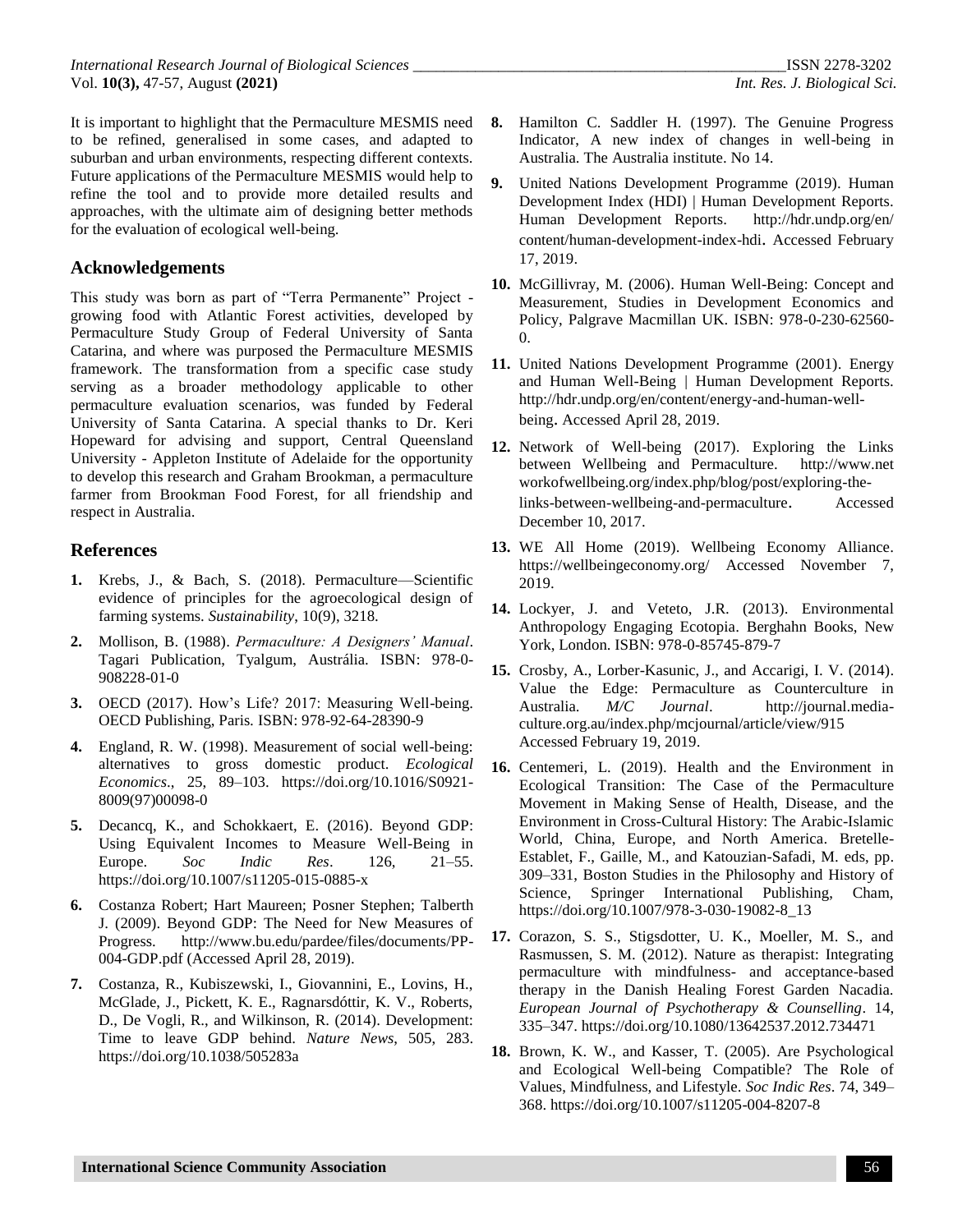It is important to highlight that the Permaculture MESMIS need to be refined, generalised in some cases, and adapted to suburban and urban environments, respecting different contexts. Future applications of the Permaculture MESMIS would help to refine the tool and to provide more detailed results and approaches, with the ultimate aim of designing better methods for the evaluation of ecological well-being.

## Acknowledgements

This study was born as part of "Terra Permanente" Project - growing food with Atlantic Forest activities, developed by Permaculture Study Group of Federal University of Santa Catarina, and where was purposed the Permaculture MESMIS framework. The transformation from a specific case study serving as a broader methodology applicable to other permaculture evaluation scenarios, was funded by Federal University of Santa Catarina. A special thanks to Dr. Keri Hopeward for advising and support, Central Queensland University - Appleton Institute of Adelaide for the opportunity to develop this research and Graham Brookman, a permaculture farmer from Brookman Food Forest, for all friendship and respect in Australia.

## References

1. Krebs, J., & Bach, S. (2018). Permaculture—Scientific evidence of principles for the agroecological design of farming systems. *Sustainability*, 10(9), 3218.
2. Mollison, B. (1988). *Permaculture: A Designers' Manual*. Tagari Publication, Tyalgum, Austrália. ISBN: 978-0-908228-01-0
3. OECD (2017). How's Life? 2017: Measuring Well-being. OECD Publishing, Paris. ISBN: 978-92-64-28390-9
4. England, R. W. (1998). Measurement of social well-being: alternatives to gross domestic product. *Ecological Economics*., 25, 89–103. https://doi.org/10.1016/S0921-8009(97)00098-0
5. Decancq, K., and Schokkaert, E. (2016). Beyond GDP: Using Equivalent Incomes to Measure Well-Being in Europe. *Soc Indic Res*. 126, 21–55. https://doi.org/10.1007/s11205-015-0885-x
6. Costanza Robert; Hart Maureen; Posner Stephen; Talberth J. (2009). Beyond GDP: The Need for New Measures of Progress. http://www.bu.edu/pardee/files/documents/PP-004-GDP.pdf (Accessed April 28, 2019).
7. Costanza, R., Kubiszewski, I., Giovannini, E., Lovins, H., McGlade, J., Pickett, K. E., Ragnarsdóttir, K. V., Roberts, D., De Vogli, R., and Wilkinson, R. (2014). Development: Time to leave GDP behind. *Nature News*, 505, 283. https://doi.org/10.1038/505283a
8. Hamilton C. Saddler H. (1997). The Genuine Progress Indicator, A new index of changes in well-being in Australia. The Australia institute. No 14.
9. United Nations Development Programme (2019). Human Development Index (HDI) | Human Development Reports. Human Development Reports. http://hdr.undp.org/en/content/human-development-index-hdi. Accessed February 17, 2019.
10. McGillivray, M. (2006). Human Well-Being: Concept and Measurement, Studies in Development Economics and Policy, Palgrave Macmillan UK. ISBN: 978-0-230-62560-0.
11. United Nations Development Programme (2001). Energy and Human Well-Being | Human Development Reports. http://hdr.undp.org/en/content/energy-and-human-well-being. Accessed April 28, 2019.
12. Network of Well-being (2017). Exploring the Links between Wellbeing and Permaculture. http://www.networkofwellbeing.org/index.php/blog/post/exploring-the-links-between-wellbeing-and-permaculture. Accessed December 10, 2017.
13. WE All Home (2019). Wellbeing Economy Alliance. https://wellbeingeconomy.org/ Accessed November 7, 2019.
14. Lockyer, J. and Veteto, J.R. (2013). Environmental Anthropology Engaging Ecotopia. Berghahn Books, New York, London. ISBN: 978-0-85745-879-7
15. Crosby, A., Lorber-Kasunic, J., and Accarigi, I. V. (2014). Value the Edge: Permaculture as Counterculture in Australia. *M/C Journal*. http://journal.media-culture.org.au/index.php/mcjournal/article/view/915 Accessed February 19, 2019.
16. Centemeri, L. (2019). Health and the Environment in Ecological Transition: The Case of the Permaculture Movement in Making Sense of Health, Disease, and the Environment in Cross-Cultural History: The Arabic-Islamic World, China, Europe, and North America. Bretelle-Establet, F., Gaille, M., and Katouzian-Safadi, M. eds, pp. 309–331, Boston Studies in the Philosophy and History of Science, Springer International Publishing, Cham, https://doi.org/10.1007/978-3-030-19082-8_13
17. Corazon, S. S., Stigsdotter, U. K., Moeller, M. S., and Rasmussen, S. M. (2012). Nature as therapist: Integrating permaculture with mindfulness- and acceptance-based therapy in the Danish Healing Forest Garden Nacadia. *European Journal of Psychotherapy & Counselling*. 14, 335–347. https://doi.org/10.1080/13642537.2012.734471
18. Brown, K. W., and Kasser, T. (2005). Are Psychological and Ecological Well-being Compatible? The Role of Values, Mindfulness, and Lifestyle. *Soc Indic Res*. 74, 349–368. https://doi.org/10.1007/s11205-004-8207-8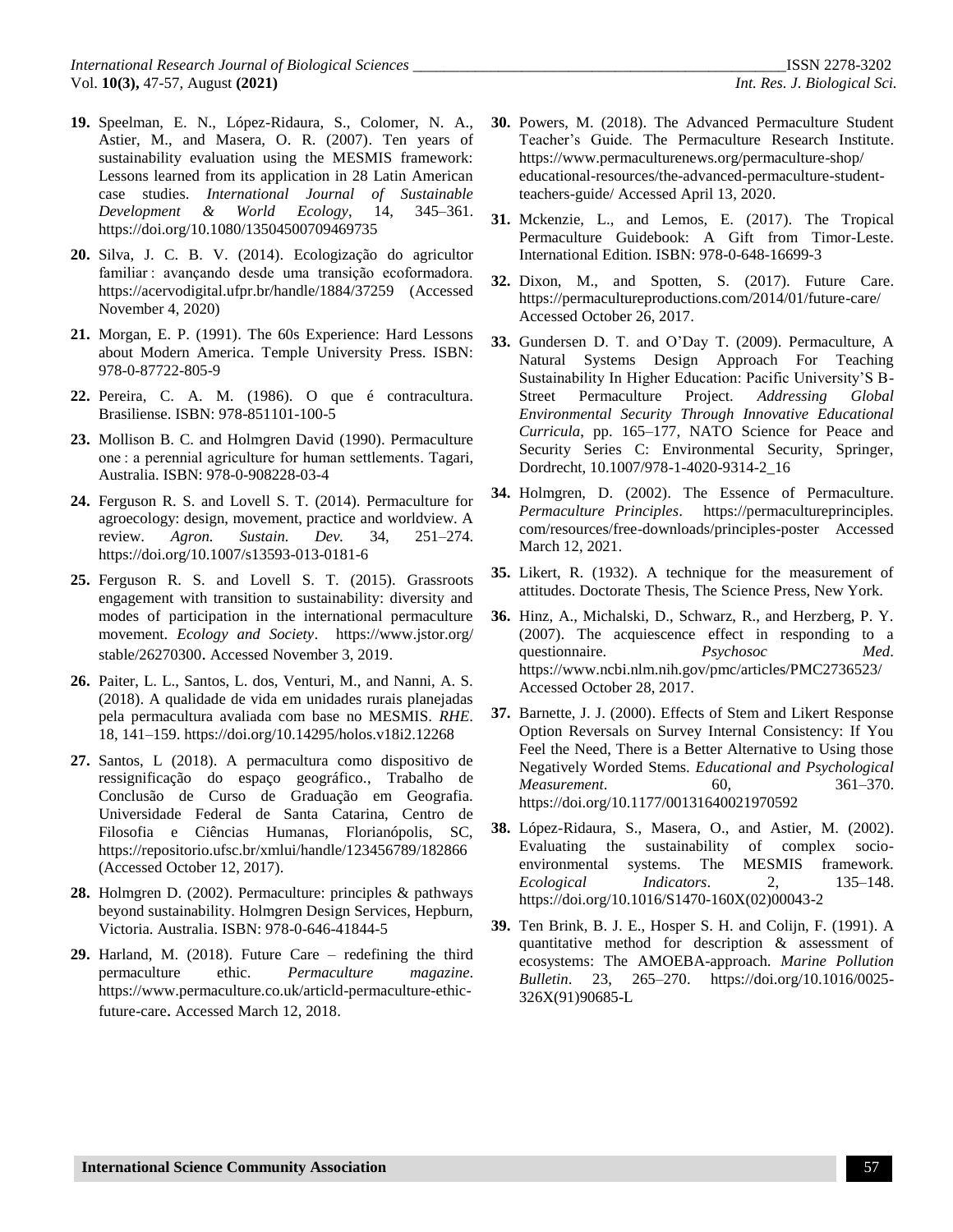19. Speelman, E. N., López-Ridaura, S., Colomer, N. A., Astier, M., and Masera, O. R. (2007). Ten years of sustainability evaluation using the MESMIS framework: Lessons learned from its application in 28 Latin American case studies. *International Journal of Sustainable Development & World Ecology*, 14, 345–361. https://doi.org/10.1080/13504500709469735

20. Silva, J. C. B. V. (2014). Ecologização do agricultor familiar : avançando desde uma transição ecoformadora. https://acervodigital.ufpr.br/handle/1884/37259 (Accessed November 4, 2020)

21. Morgan, E. P. (1991). The 60s Experience: Hard Lessons about Modern America. Temple University Press. ISBN: 978-0-87722-805-9

22. Pereira, C. A. M. (1986). O que é contracultura. Brasiliense. ISBN: 978-851101-100-5

23. Mollison B. C. and Holmgren David (1990). Permaculture one : a perennial agriculture for human settlements. Tagari, Australia. ISBN: 978-0-908228-03-4

24. Ferguson R. S. and Lovell S. T. (2014). Permaculture for agroecology: design, movement, practice and worldview. A review. *Agron. Sustain. Dev.* 34, 251–274. https://doi.org/10.1007/s13593-013-0181-6

25. Ferguson R. S. and Lovell S. T. (2015). Grassroots engagement with transition to sustainability: diversity and modes of participation in the international permaculture movement. *Ecology and Society*. https://www.jstor.org/stable/26270300. Accessed November 3, 2019.

26. Paiter, L. L., Santos, L. dos, Venturi, M., and Nanni, A. S. (2018). A qualidade de vida em unidades rurais planejadas pela permacultura avaliada com base no MESMIS. *RHE*. 18, 141–159. https://doi.org/10.14295/holos.v18i2.12268

27. Santos, L (2018). A permacultura como dispositivo de ressignificação do espaço geográfico., Trabalho de Conclusão de Curso de Graduação em Geografia. Universidade Federal de Santa Catarina, Centro de Filosofia e Ciências Humanas, Florianópolis, SC, https://repositorio.ufsc.br/xmlui/handle/123456789/182866 (Accessed October 12, 2017).

28. Holmgren D. (2002). Permaculture: principles & pathways beyond sustainability. Holmgren Design Services, Hepburn, Victoria. Australia. ISBN: 978-0-646-41844-5

29. Harland, M. (2018). Future Care – redefining the third permaculture ethic. *Permaculture magazine*. https://www.permaculture.co.uk/articld-permaculture-ethic-future-care. Accessed March 12, 2018.

30. Powers, M. (2018). The Advanced Permaculture Student Teacher's Guide. The Permaculture Research Institute. https://www.permaculturenews.org/permaculture-shop/educational-resources/the-advanced-permaculture-student-teachers-guide/ Accessed April 13, 2020.

31. Mckenzie, L., and Lemos, E. (2017). The Tropical Permaculture Guidebook: A Gift from Timor-Leste. International Edition. ISBN: 978-0-648-16699-3

32. Dixon, M., and Spotten, S. (2017). Future Care. https://permacultureproductions.com/2014/01/future-care/ Accessed October 26, 2017.

33. Gundersen D. T. and O'Day T. (2009). Permaculture, A Natural Systems Design Approach For Teaching Sustainability In Higher Education: Pacific University'S B-Street Permaculture Project. *Addressing Global Environmental Security Through Innovative Educational Curricula*, pp. 165–177, NATO Science for Peace and Security Series C: Environmental Security, Springer, Dordrecht, 10.1007/978-1-4020-9314-2_16

34. Holmgren, D. (2002). The Essence of Permaculture. *Permaculture Principles*. https://permacultureprinciples.com/resources/free-downloads/principles-poster Accessed March 12, 2021.

35. Likert, R. (1932). A technique for the measurement of attitudes. Doctorate Thesis, The Science Press, New York.

36. Hinz, A., Michalski, D., Schwarz, R., and Herzberg, P. Y. (2007). The acquiescence effect in responding to a questionnaire. *Psychosoc Med*. https://www.ncbi.nlm.nih.gov/pmc/articles/PMC2736523/ Accessed October 28, 2017.

37. Barnette, J. J. (2000). Effects of Stem and Likert Response Option Reversals on Survey Internal Consistency: If You Feel the Need, There is a Better Alternative to Using those Negatively Worded Stems. *Educational and Psychological Measurement*. 60, 361–370. https://doi.org/10.1177/00131640021970592

38. López-Ridaura, S., Masera, O., and Astier, M. (2002). Evaluating the sustainability of complex socio-environmental systems. The MESMIS framework. *Ecological Indicators*. 2, 135–148. https://doi.org/10.1016/S1470-160X(02)00043-2

39. Ten Brink, B. J. E., Hosper S. H. and Colijn, F. (1991). A quantitative method for description & assessment of ecosystems: The AMOEBA-approach. *Marine Pollution Bulletin*. 23, 265–270. https://doi.org/10.1016/0025-326X(91)90685-L